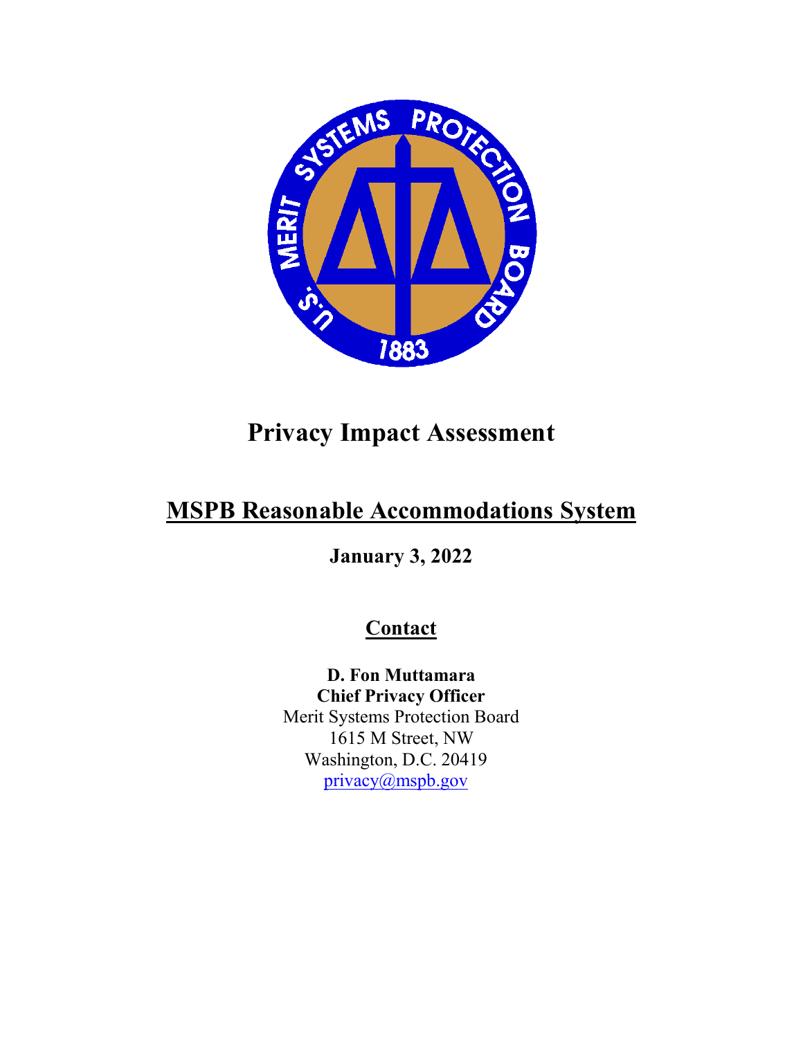# Privacy Impact Assessment

## MSPB Reasonable Accommodations System

**January 3, 2022**

### Contact

**D. Fon Muttamara**
**Chief Privacy Officer**
Merit Systems Protection Board
1615 M Street, NW
Washington, D.C. 20419
privacy@mspb.gov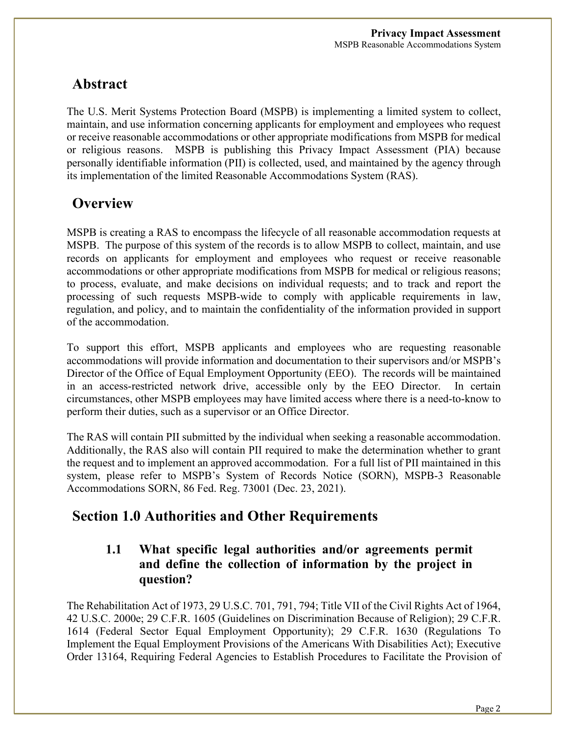## Abstract

The U.S. Merit Systems Protection Board (MSPB) is implementing a limited system to collect, maintain, and use information concerning applicants for employment and employees who request or receive reasonable accommodations or other appropriate modifications from MSPB for medical or religious reasons. MSPB is publishing this Privacy Impact Assessment (PIA) because personally identifiable information (PII) is collected, used, and maintained by the agency through its implementation of the limited Reasonable Accommodations System (RAS).

## Overview

MSPB is creating a RAS to encompass the lifecycle of all reasonable accommodation requests at MSPB. The purpose of this system of the records is to allow MSPB to collect, maintain, and use records on applicants for employment and employees who request or receive reasonable accommodations or other appropriate modifications from MSPB for medical or religious reasons; to process, evaluate, and make decisions on individual requests; and to track and report the processing of such requests MSPB-wide to comply with applicable requirements in law, regulation, and policy, and to maintain the confidentiality of the information provided in support of the accommodation.

To support this effort, MSPB applicants and employees who are requesting reasonable accommodations will provide information and documentation to their supervisors and/or MSPB's Director of the Office of Equal Employment Opportunity (EEO). The records will be maintained in an access-restricted network drive, accessible only by the EEO Director. In certain circumstances, other MSPB employees may have limited access where there is a need-to-know to perform their duties, such as a supervisor or an Office Director.

The RAS will contain PII submitted by the individual when seeking a reasonable accommodation. Additionally, the RAS also will contain PII required to make the determination whether to grant the request and to implement an approved accommodation. For a full list of PII maintained in this system, please refer to MSPB's System of Records Notice (SORN), MSPB-3 Reasonable Accommodations SORN, 86 Fed. Reg. 73001 (Dec. 23, 2021).

## Section 1.0 Authorities and Other Requirements

### 1.1 What specific legal authorities and/or agreements permit and define the collection of information by the project in question?

The Rehabilitation Act of 1973, 29 U.S.C. 701, 791, 794; Title VII of the Civil Rights Act of 1964, 42 U.S.C. 2000e; 29 C.F.R. 1605 (Guidelines on Discrimination Because of Religion); 29 C.F.R. 1614 (Federal Sector Equal Employment Opportunity); 29 C.F.R. 1630 (Regulations To Implement the Equal Employment Provisions of the Americans With Disabilities Act); Executive Order 13164, Requiring Federal Agencies to Establish Procedures to Facilitate the Provision of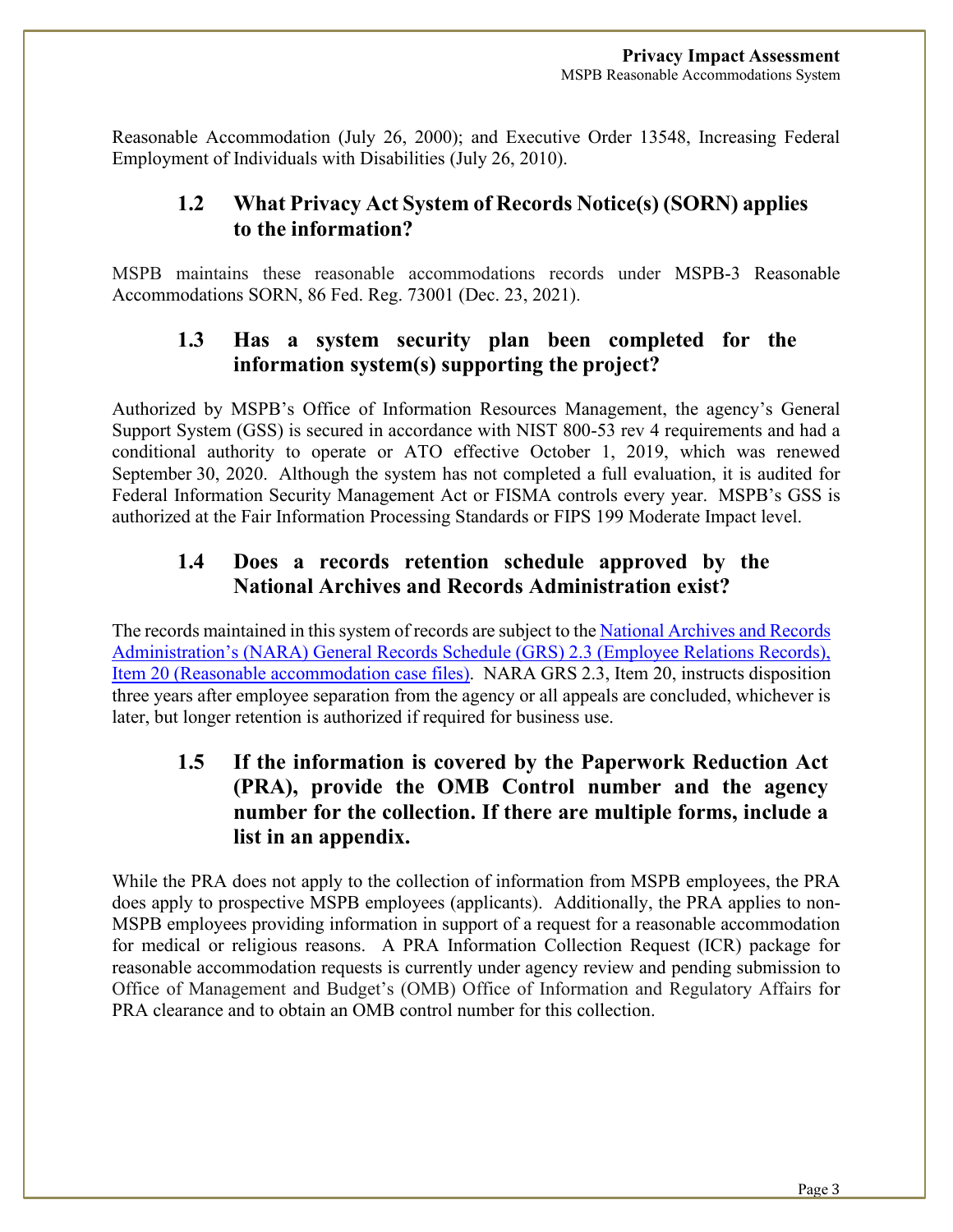Reasonable Accommodation (July 26, 2000); and Executive Order 13548, Increasing Federal Employment of Individuals with Disabilities (July 26, 2010).

## 1.2 What Privacy Act System of Records Notice(s) (SORN) applies to the information?

MSPB maintains these reasonable accommodations records under MSPB-3 Reasonable Accommodations SORN, 86 Fed. Reg. 73001 (Dec. 23, 2021).

## 1.3 Has a system security plan been completed for the information system(s) supporting the project?

Authorized by MSPB's Office of Information Resources Management, the agency's General Support System (GSS) is secured in accordance with NIST 800-53 rev 4 requirements and had a conditional authority to operate or ATO effective October 1, 2019, which was renewed September 30, 2020. Although the system has not completed a full evaluation, it is audited for Federal Information Security Management Act or FISMA controls every year. MSPB's GSS is authorized at the Fair Information Processing Standards or FIPS 199 Moderate Impact level.

## 1.4 Does a records retention schedule approved by the National Archives and Records Administration exist?

The records maintained in this system of records are subject to the National Archives and Records Administration's (NARA) General Records Schedule (GRS) 2.3 (Employee Relations Records), Item 20 (Reasonable accommodation case files). NARA GRS 2.3, Item 20, instructs disposition three years after employee separation from the agency or all appeals are concluded, whichever is later, but longer retention is authorized if required for business use.

## 1.5 If the information is covered by the Paperwork Reduction Act (PRA), provide the OMB Control number and the agency number for the collection. If there are multiple forms, include a list in an appendix.

While the PRA does not apply to the collection of information from MSPB employees, the PRA does apply to prospective MSPB employees (applicants). Additionally, the PRA applies to non-MSPB employees providing information in support of a request for a reasonable accommodation for medical or religious reasons. A PRA Information Collection Request (ICR) package for reasonable accommodation requests is currently under agency review and pending submission to Office of Management and Budget's (OMB) Office of Information and Regulatory Affairs for PRA clearance and to obtain an OMB control number for this collection.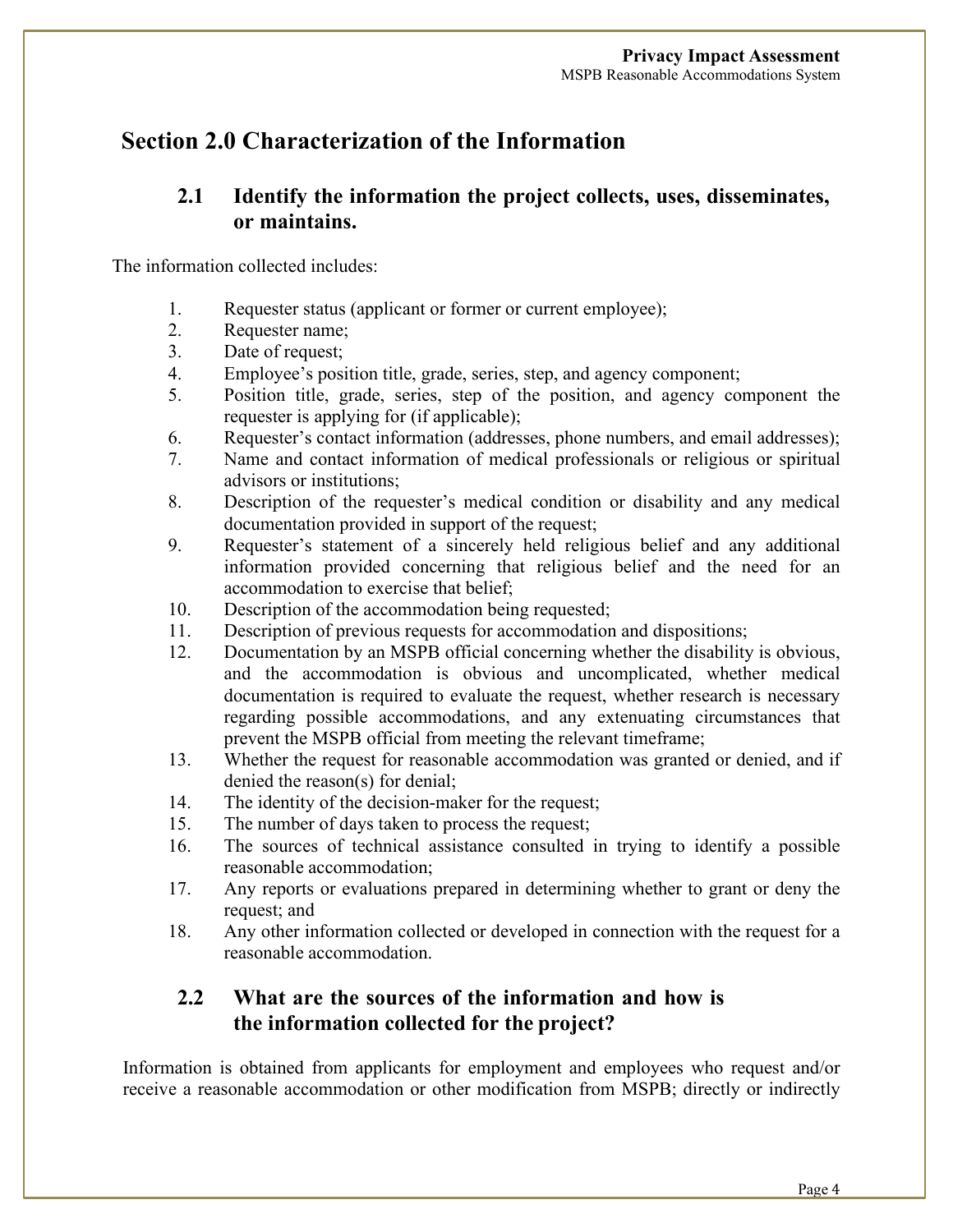# Section 2.0 Characterization of the Information

## 2.1 Identify the information the project collects, uses, disseminates, or maintains.

The information collected includes:

1. Requester status (applicant or former or current employee);
2. Requester name;
3. Date of request;
4. Employee's position title, grade, series, step, and agency component;
5. Position title, grade, series, step of the position, and agency component the requester is applying for (if applicable);
6. Requester's contact information (addresses, phone numbers, and email addresses);
7. Name and contact information of medical professionals or religious or spiritual advisors or institutions;
8. Description of the requester's medical condition or disability and any medical documentation provided in support of the request;
9. Requester's statement of a sincerely held religious belief and any additional information provided concerning that religious belief and the need for an accommodation to exercise that belief;
10. Description of the accommodation being requested;
11. Description of previous requests for accommodation and dispositions;
12. Documentation by an MSPB official concerning whether the disability is obvious, and the accommodation is obvious and uncomplicated, whether medical documentation is required to evaluate the request, whether research is necessary regarding possible accommodations, and any extenuating circumstances that prevent the MSPB official from meeting the relevant timeframe;
13. Whether the request for reasonable accommodation was granted or denied, and if denied the reason(s) for denial;
14. The identity of the decision-maker for the request;
15. The number of days taken to process the request;
16. The sources of technical assistance consulted in trying to identify a possible reasonable accommodation;
17. Any reports or evaluations prepared in determining whether to grant or deny the request; and
18. Any other information collected or developed in connection with the request for a reasonable accommodation.

## 2.2 What are the sources of the information and how is the information collected for the project?

Information is obtained from applicants for employment and employees who request and/or receive a reasonable accommodation or other modification from MSPB; directly or indirectly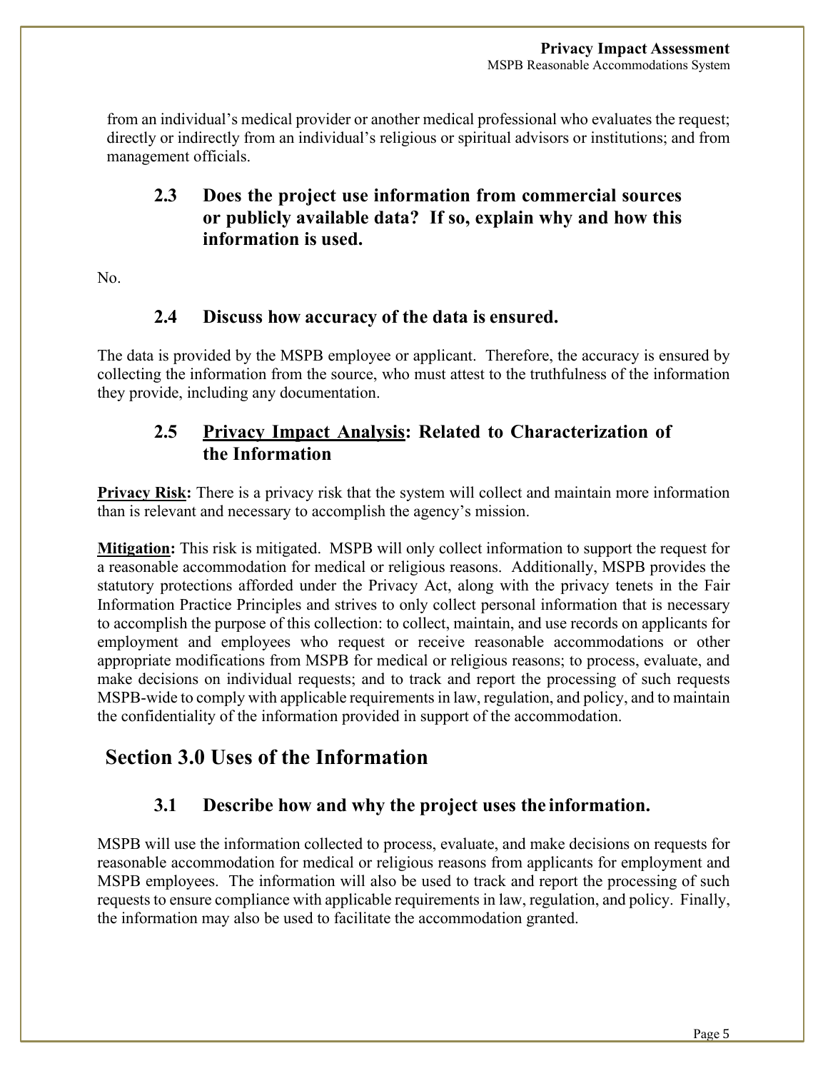from an individual's medical provider or another medical professional who evaluates the request; directly or indirectly from an individual's religious or spiritual advisors or institutions; and from management officials.

### 2.3 Does the project use information from commercial sources or publicly available data? If so, explain why and how this information is used.

No.

### 2.4 Discuss how accuracy of the data is ensured.

The data is provided by the MSPB employee or applicant. Therefore, the accuracy is ensured by collecting the information from the source, who must attest to the truthfulness of the information they provide, including any documentation.

### 2.5 Privacy Impact Analysis: Related to Characterization of the Information

**Privacy Risk:** There is a privacy risk that the system will collect and maintain more information than is relevant and necessary to accomplish the agency's mission.

**Mitigation:** This risk is mitigated. MSPB will only collect information to support the request for a reasonable accommodation for medical or religious reasons. Additionally, MSPB provides the statutory protections afforded under the Privacy Act, along with the privacy tenets in the Fair Information Practice Principles and strives to only collect personal information that is necessary to accomplish the purpose of this collection: to collect, maintain, and use records on applicants for employment and employees who request or receive reasonable accommodations or other appropriate modifications from MSPB for medical or religious reasons; to process, evaluate, and make decisions on individual requests; and to track and report the processing of such requests MSPB-wide to comply with applicable requirements in law, regulation, and policy, and to maintain the confidentiality of the information provided in support of the accommodation.

## Section 3.0 Uses of the Information

### 3.1 Describe how and why the project uses the information.

MSPB will use the information collected to process, evaluate, and make decisions on requests for reasonable accommodation for medical or religious reasons from applicants for employment and MSPB employees. The information will also be used to track and report the processing of such requests to ensure compliance with applicable requirements in law, regulation, and policy. Finally, the information may also be used to facilitate the accommodation granted.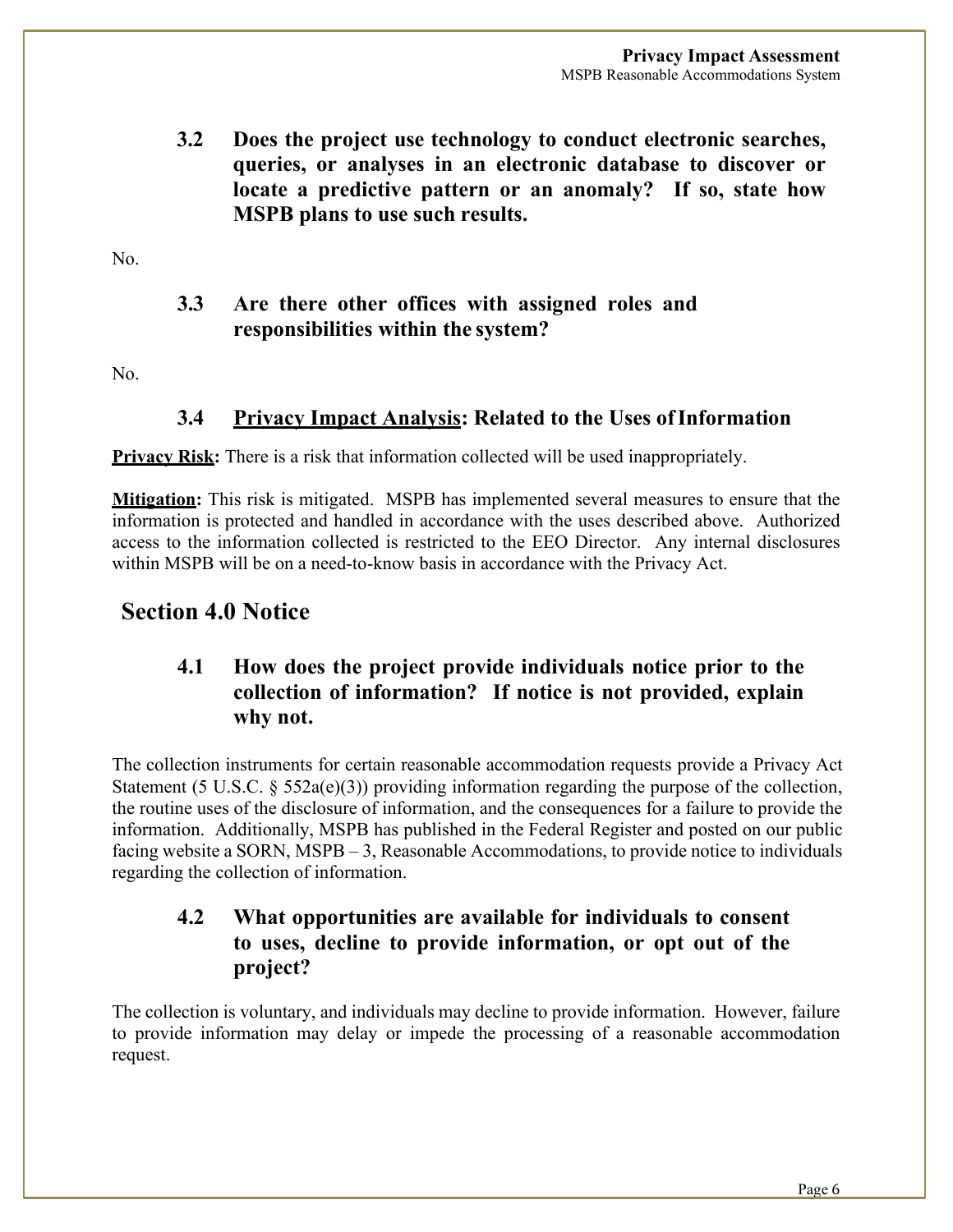### 3.2 Does the project use technology to conduct electronic searches, queries, or analyses in an electronic database to discover or locate a predictive pattern or an anomaly? If so, state how MSPB plans to use such results.

No.

### 3.3 Are there other offices with assigned roles and responsibilities within the system?

No.

### 3.4 Privacy Impact Analysis: Related to the Uses of Information

**Privacy Risk:** There is a risk that information collected will be used inappropriately.

**Mitigation:** This risk is mitigated. MSPB has implemented several measures to ensure that the information is protected and handled in accordance with the uses described above. Authorized access to the information collected is restricted to the EEO Director. Any internal disclosures within MSPB will be on a need-to-know basis in accordance with the Privacy Act.

## Section 4.0 Notice

### 4.1 How does the project provide individuals notice prior to the collection of information? If notice is not provided, explain why not.

The collection instruments for certain reasonable accommodation requests provide a Privacy Act Statement (5 U.S.C. § 552a(e)(3)) providing information regarding the purpose of the collection, the routine uses of the disclosure of information, and the consequences for a failure to provide the information. Additionally, MSPB has published in the Federal Register and posted on our public facing website a SORN, MSPB – 3, Reasonable Accommodations, to provide notice to individuals regarding the collection of information.

### 4.2 What opportunities are available for individuals to consent to uses, decline to provide information, or opt out of the project?

The collection is voluntary, and individuals may decline to provide information. However, failure to provide information may delay or impede the processing of a reasonable accommodation request.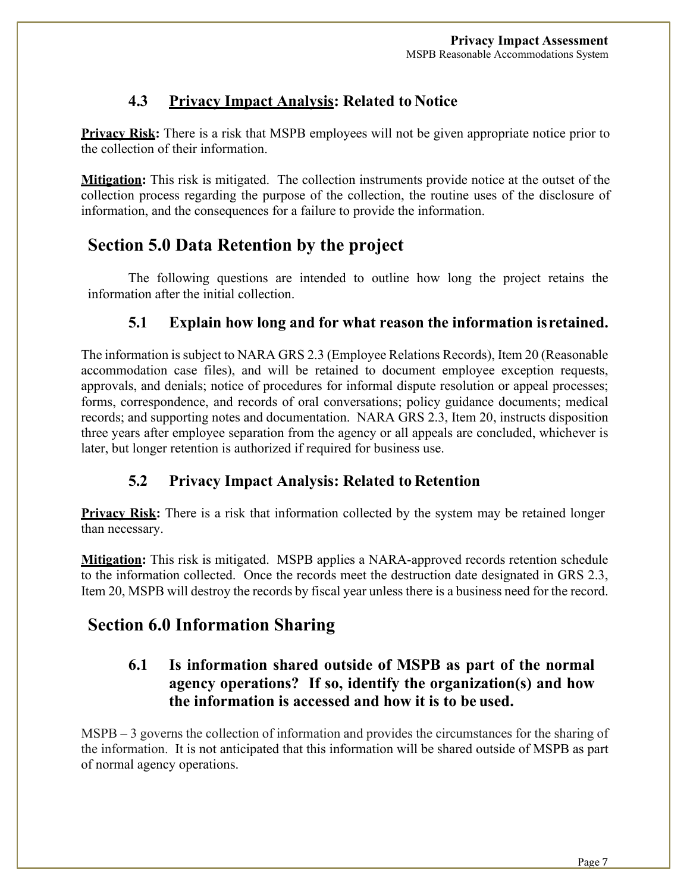### 4.3 Privacy Impact Analysis: Related to Notice

**Privacy Risk:** There is a risk that MSPB employees will not be given appropriate notice prior to the collection of their information.

**Mitigation:** This risk is mitigated. The collection instruments provide notice at the outset of the collection process regarding the purpose of the collection, the routine uses of the disclosure of information, and the consequences for a failure to provide the information.

## Section 5.0 Data Retention by the project

The following questions are intended to outline how long the project retains the information after the initial collection.

### 5.1 Explain how long and for what reason the information is retained.

The information is subject to NARA GRS 2.3 (Employee Relations Records), Item 20 (Reasonable accommodation case files), and will be retained to document employee exception requests, approvals, and denials; notice of procedures for informal dispute resolution or appeal processes; forms, correspondence, and records of oral conversations; policy guidance documents; medical records; and supporting notes and documentation. NARA GRS 2.3, Item 20, instructs disposition three years after employee separation from the agency or all appeals are concluded, whichever is later, but longer retention is authorized if required for business use.

### 5.2 Privacy Impact Analysis: Related to Retention

**Privacy Risk:** There is a risk that information collected by the system may be retained longer than necessary.

**Mitigation:** This risk is mitigated. MSPB applies a NARA-approved records retention schedule to the information collected. Once the records meet the destruction date designated in GRS 2.3, Item 20, MSPB will destroy the records by fiscal year unless there is a business need for the record.

## Section 6.0 Information Sharing

### 6.1 Is information shared outside of MSPB as part of the normal agency operations? If so, identify the organization(s) and how the information is accessed and how it is to be used.

MSPB – 3 governs the collection of information and provides the circumstances for the sharing of the information. It is not anticipated that this information will be shared outside of MSPB as part of normal agency operations.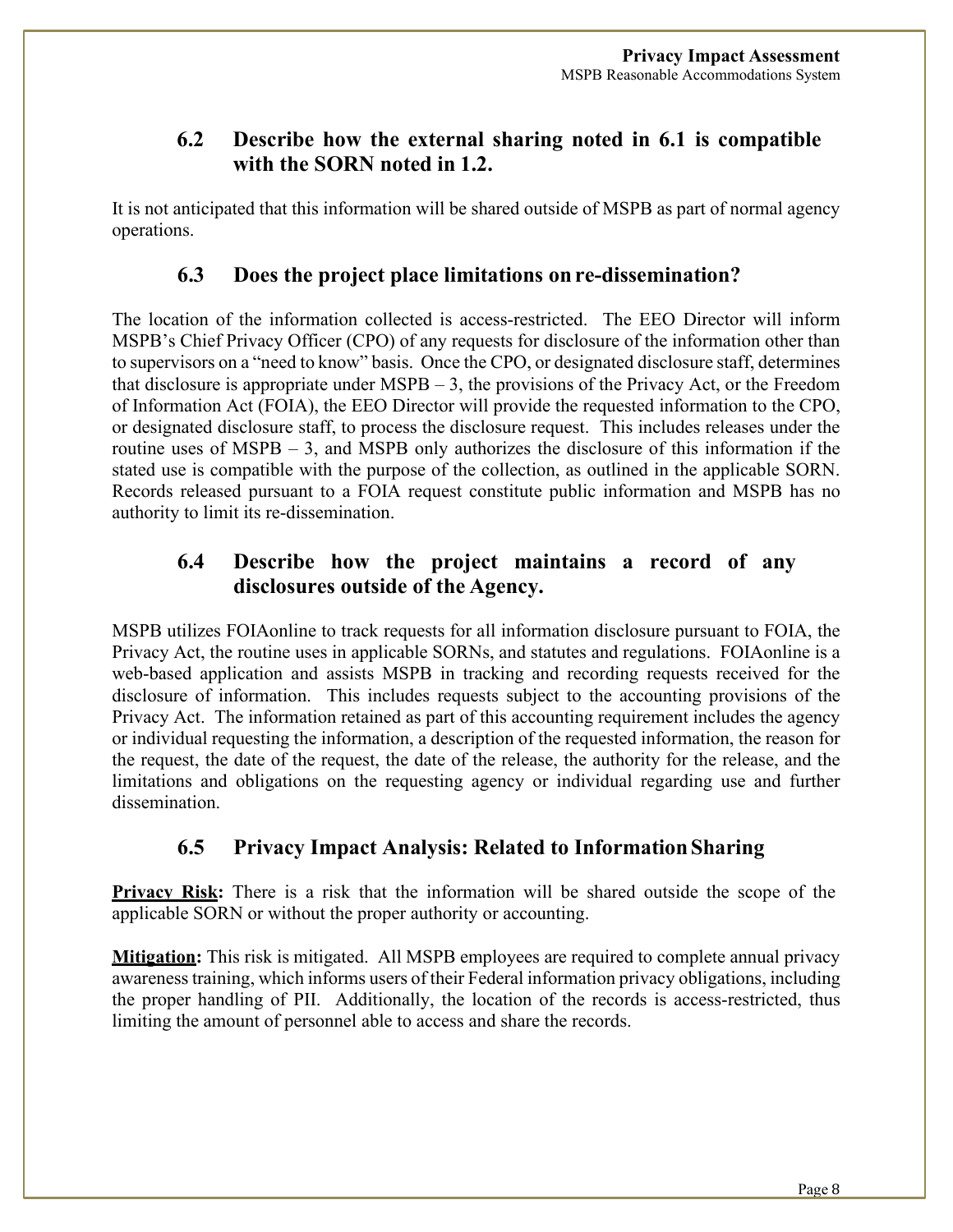### 6.2 Describe how the external sharing noted in 6.1 is compatible with the SORN noted in 1.2.

It is not anticipated that this information will be shared outside of MSPB as part of normal agency operations.

### 6.3 Does the project place limitations on re-dissemination?

The location of the information collected is access-restricted. The EEO Director will inform MSPB's Chief Privacy Officer (CPO) of any requests for disclosure of the information other than to supervisors on a "need to know" basis. Once the CPO, or designated disclosure staff, determines that disclosure is appropriate under MSPB – 3, the provisions of the Privacy Act, or the Freedom of Information Act (FOIA), the EEO Director will provide the requested information to the CPO, or designated disclosure staff, to process the disclosure request. This includes releases under the routine uses of MSPB – 3, and MSPB only authorizes the disclosure of this information if the stated use is compatible with the purpose of the collection, as outlined in the applicable SORN. Records released pursuant to a FOIA request constitute public information and MSPB has no authority to limit its re-dissemination.

### 6.4 Describe how the project maintains a record of any disclosures outside of the Agency.

MSPB utilizes FOIAonline to track requests for all information disclosure pursuant to FOIA, the Privacy Act, the routine uses in applicable SORNs, and statutes and regulations. FOIAonline is a web-based application and assists MSPB in tracking and recording requests received for the disclosure of information. This includes requests subject to the accounting provisions of the Privacy Act. The information retained as part of this accounting requirement includes the agency or individual requesting the information, a description of the requested information, the reason for the request, the date of the request, the date of the release, the authority for the release, and the limitations and obligations on the requesting agency or individual regarding use and further dissemination.

### 6.5 Privacy Impact Analysis: Related to Information Sharing

**Privacy Risk:** There is a risk that the information will be shared outside the scope of the applicable SORN or without the proper authority or accounting.

**Mitigation:** This risk is mitigated. All MSPB employees are required to complete annual privacy awareness training, which informs users of their Federal information privacy obligations, including the proper handling of PII. Additionally, the location of the records is access-restricted, thus limiting the amount of personnel able to access and share the records.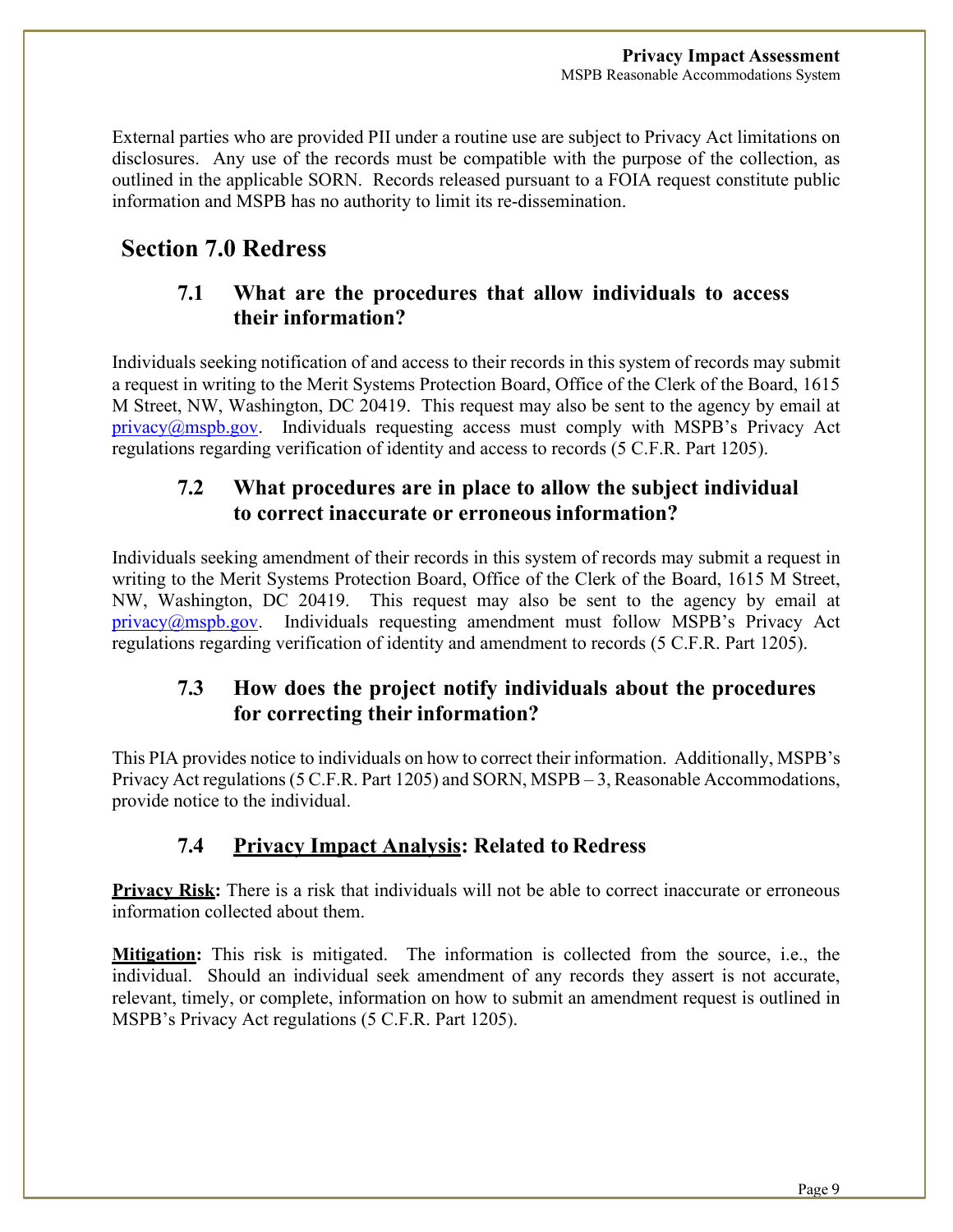External parties who are provided PII under a routine use are subject to Privacy Act limitations on disclosures. Any use of the records must be compatible with the purpose of the collection, as outlined in the applicable SORN. Records released pursuant to a FOIA request constitute public information and MSPB has no authority to limit its re-dissemination.

## Section 7.0 Redress

### 7.1 What are the procedures that allow individuals to access their information?

Individuals seeking notification of and access to their records in this system of records may submit a request in writing to the Merit Systems Protection Board, Office of the Clerk of the Board, 1615 M Street, NW, Washington, DC 20419. This request may also be sent to the agency by email at privacy@mspb.gov. Individuals requesting access must comply with MSPB's Privacy Act regulations regarding verification of identity and access to records (5 C.F.R. Part 1205).

### 7.2 What procedures are in place to allow the subject individual to correct inaccurate or erroneous information?

Individuals seeking amendment of their records in this system of records may submit a request in writing to the Merit Systems Protection Board, Office of the Clerk of the Board, 1615 M Street, NW, Washington, DC 20419. This request may also be sent to the agency by email at privacy@mspb.gov. Individuals requesting amendment must follow MSPB's Privacy Act regulations regarding verification of identity and amendment to records (5 C.F.R. Part 1205).

### 7.3 How does the project notify individuals about the procedures for correcting their information?

This PIA provides notice to individuals on how to correct their information. Additionally, MSPB's Privacy Act regulations (5 C.F.R. Part 1205) and SORN, MSPB – 3, Reasonable Accommodations, provide notice to the individual.

### 7.4 Privacy Impact Analysis: Related to Redress

**Privacy Risk:** There is a risk that individuals will not be able to correct inaccurate or erroneous information collected about them.

**Mitigation:** This risk is mitigated. The information is collected from the source, i.e., the individual. Should an individual seek amendment of any records they assert is not accurate, relevant, timely, or complete, information on how to submit an amendment request is outlined in MSPB's Privacy Act regulations (5 C.F.R. Part 1205).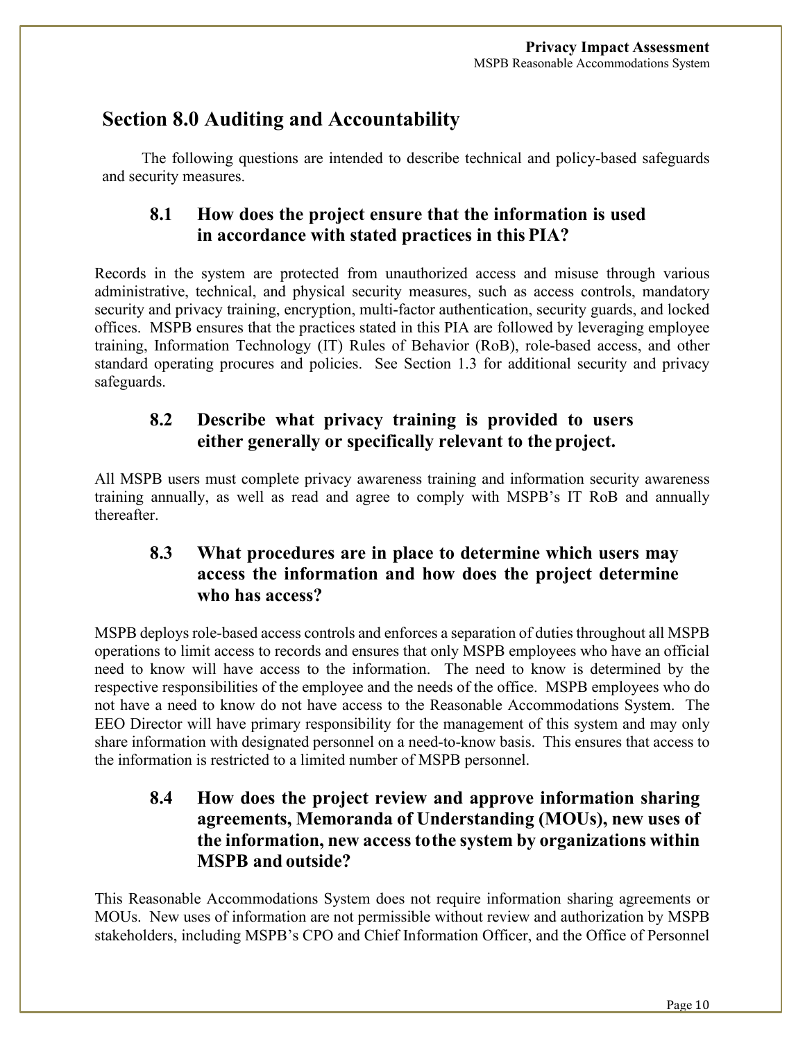## Section 8.0 Auditing and Accountability

The following questions are intended to describe technical and policy-based safeguards and security measures.

### 8.1 How does the project ensure that the information is used in accordance with stated practices in this PIA?

Records in the system are protected from unauthorized access and misuse through various administrative, technical, and physical security measures, such as access controls, mandatory security and privacy training, encryption, multi-factor authentication, security guards, and locked offices. MSPB ensures that the practices stated in this PIA are followed by leveraging employee training, Information Technology (IT) Rules of Behavior (RoB), role-based access, and other standard operating procures and policies. See Section 1.3 for additional security and privacy safeguards.

### 8.2 Describe what privacy training is provided to users either generally or specifically relevant to the project.

All MSPB users must complete privacy awareness training and information security awareness training annually, as well as read and agree to comply with MSPB's IT RoB and annually thereafter.

### 8.3 What procedures are in place to determine which users may access the information and how does the project determine who has access?

MSPB deploys role-based access controls and enforces a separation of duties throughout all MSPB operations to limit access to records and ensures that only MSPB employees who have an official need to know will have access to the information. The need to know is determined by the respective responsibilities of the employee and the needs of the office. MSPB employees who do not have a need to know do not have access to the Reasonable Accommodations System. The EEO Director will have primary responsibility for the management of this system and may only share information with designated personnel on a need-to-know basis. This ensures that access to the information is restricted to a limited number of MSPB personnel.

### 8.4 How does the project review and approve information sharing agreements, Memoranda of Understanding (MOUs), new uses of the information, new access to the system by organizations within MSPB and outside?

This Reasonable Accommodations System does not require information sharing agreements or MOUs. New uses of information are not permissible without review and authorization by MSPB stakeholders, including MSPB's CPO and Chief Information Officer, and the Office of Personnel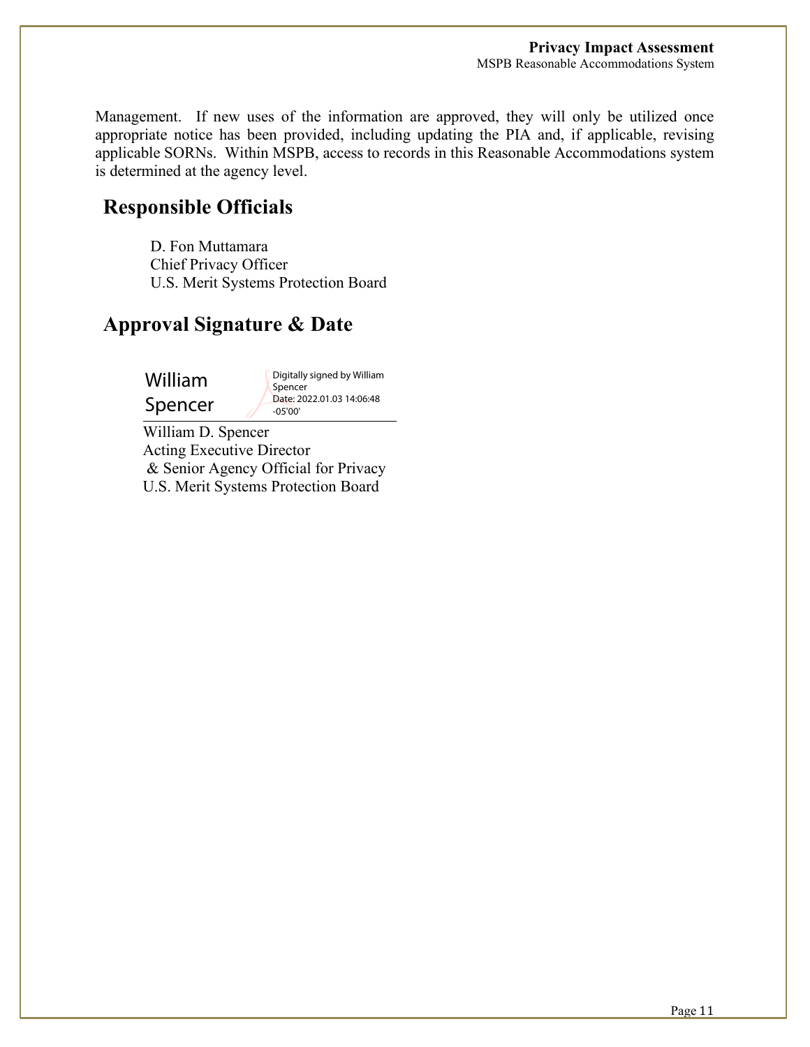Management. If new uses of the information are approved, they will only be utilized once appropriate notice has been provided, including updating the PIA and, if applicable, revising applicable SORNs. Within MSPB, access to records in this Reasonable Accommodations system is determined at the agency level.

## Responsible Officials

D. Fon Muttamara
Chief Privacy Officer
U.S. Merit Systems Protection Board

## Approval Signature & Date

William Spencer

Digitally signed by William Spencer
Date: 2022.01.03 14:06:48 -05'00'

William D. Spencer
Acting Executive Director
& Senior Agency Official for Privacy
U.S. Merit Systems Protection Board